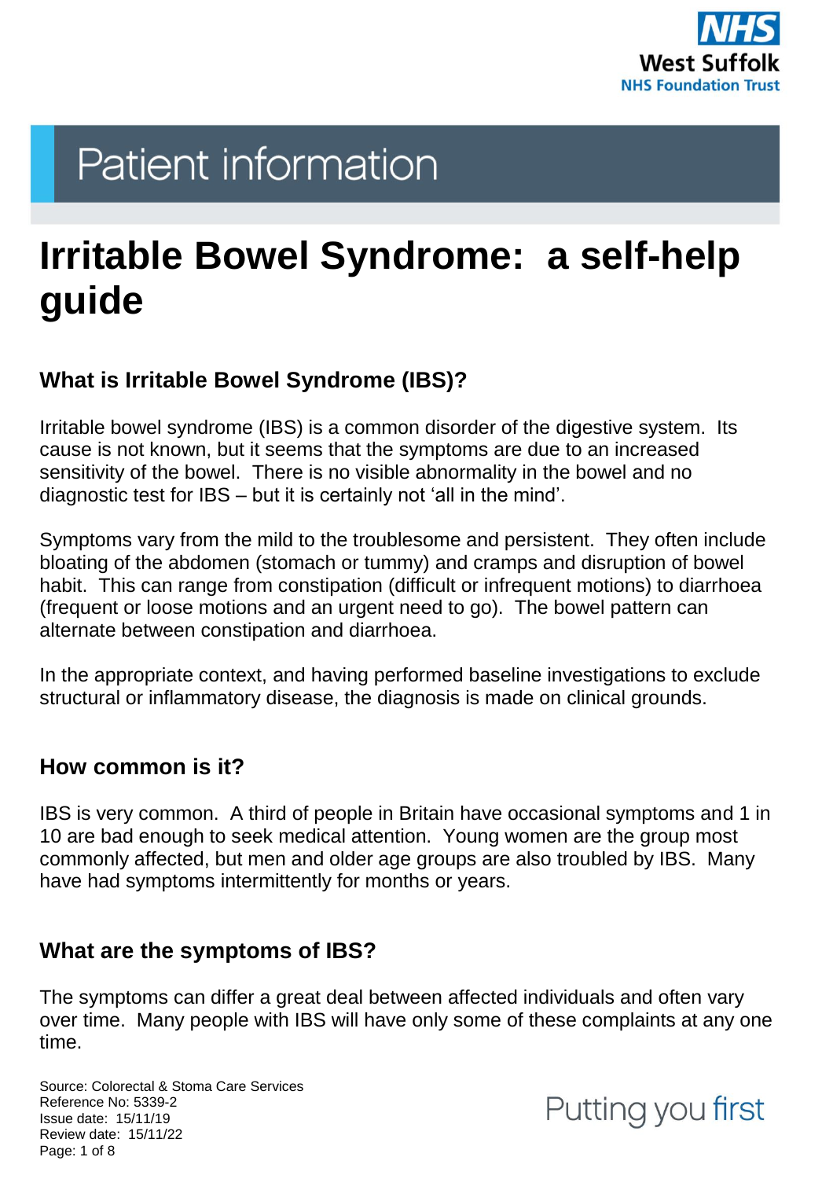Patient information

# Irritable Bowel Syndrome: a self-help guide

## What is Irritable Bowel Syndrome (IBS)?

Irritable bowel syndrome (IBS) is a common disorder of the digestive system. Its cause is not known, but it seems that the symptoms are due to an increased sensitivity of the bowel. There is no visible abnormality in the bowel and no diagnostic test for IBS – but it is certainly not 'all in the mind'.

Symptoms vary from the mild to the troublesome and persistent. They often include bloating of the abdomen (stomach or tummy) and cramps and disruption of bowel habit. This can range from constipation (difficult or infrequent motions) to diarrhoea (frequent or loose motions and an urgent need to go). The bowel pattern can alternate between constipation and diarrhoea.

In the appropriate context, and having performed baseline investigations to exclude structural or inflammatory disease, the diagnosis is made on clinical grounds.

## How common is it?

IBS is very common. A third of people in Britain have occasional symptoms and 1 in 10 are bad enough to seek medical attention. Young women are the group most commonly affected, but men and older age groups are also troubled by IBS. Many have had symptoms intermittently for months or years.

## What are the symptoms of IBS?

The symptoms can differ a great deal between affected individuals and often vary over time. Many people with IBS will have only some of these complaints at any one time.

Source: Colorectal & Stoma Care Services
Reference No: 5339-2
Issue date: 15/11/19
Review date: 15/11/22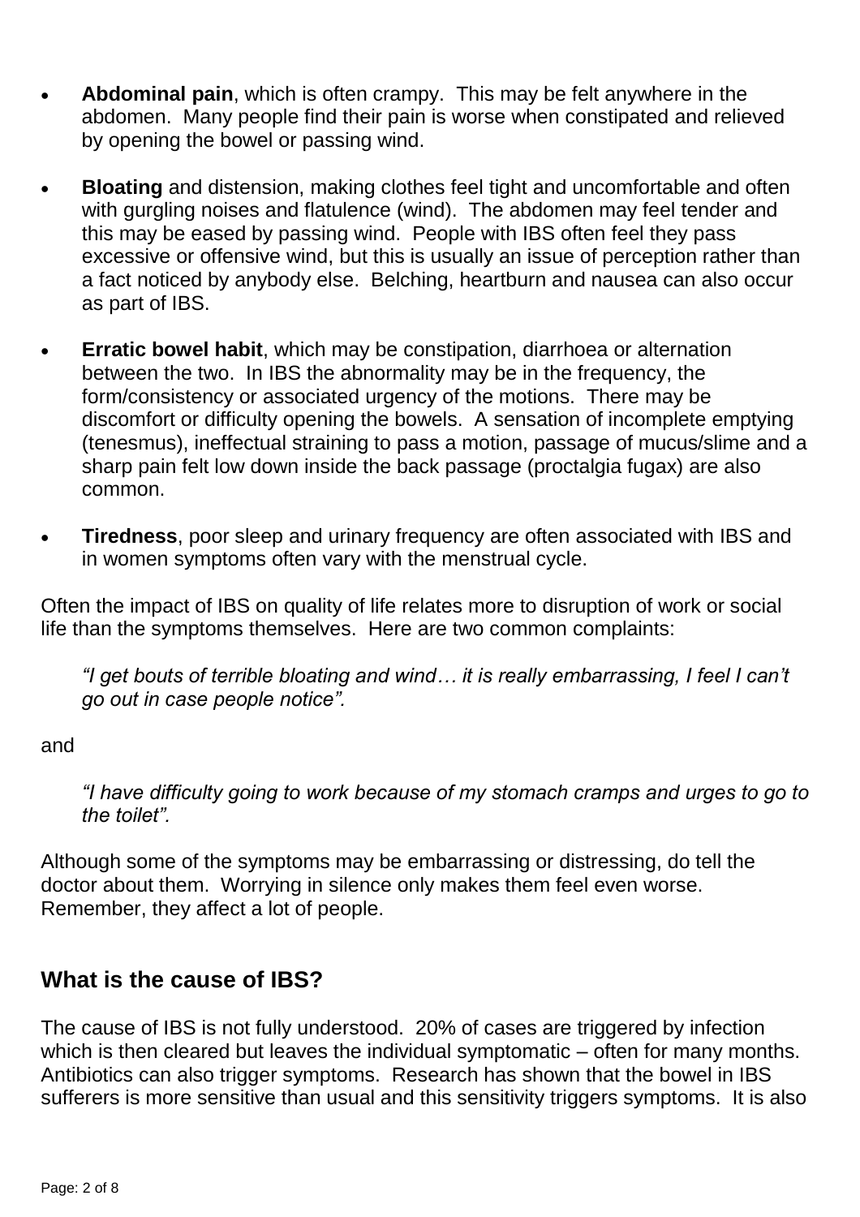- **Abdominal pain**, which is often crampy. This may be felt anywhere in the abdomen. Many people find their pain is worse when constipated and relieved by opening the bowel or passing wind.

- **Bloating** and distension, making clothes feel tight and uncomfortable and often with gurgling noises and flatulence (wind). The abdomen may feel tender and this may be eased by passing wind. People with IBS often feel they pass excessive or offensive wind, but this is usually an issue of perception rather than a fact noticed by anybody else. Belching, heartburn and nausea can also occur as part of IBS.

- **Erratic bowel habit**, which may be constipation, diarrhoea or alternation between the two. In IBS the abnormality may be in the frequency, the form/consistency or associated urgency of the motions. There may be discomfort or difficulty opening the bowels. A sensation of incomplete emptying (tenesmus), ineffectual straining to pass a motion, passage of mucus/slime and a sharp pain felt low down inside the back passage (proctalgia fugax) are also common.

- **Tiredness**, poor sleep and urinary frequency are often associated with IBS and in women symptoms often vary with the menstrual cycle.

Often the impact of IBS on quality of life relates more to disruption of work or social life than the symptoms themselves. Here are two common complaints:

> *"I get bouts of terrible bloating and wind… it is really embarrassing, I feel I can't go out in case people notice".*

and

> *"I have difficulty going to work because of my stomach cramps and urges to go to the toilet".*

Although some of the symptoms may be embarrassing or distressing, do tell the doctor about them. Worrying in silence only makes them feel even worse. Remember, they affect a lot of people.

## What is the cause of IBS?

The cause of IBS is not fully understood. 20% of cases are triggered by infection which is then cleared but leaves the individual symptomatic – often for many months. Antibiotics can also trigger symptoms. Research has shown that the bowel in IBS sufferers is more sensitive than usual and this sensitivity triggers symptoms. It is also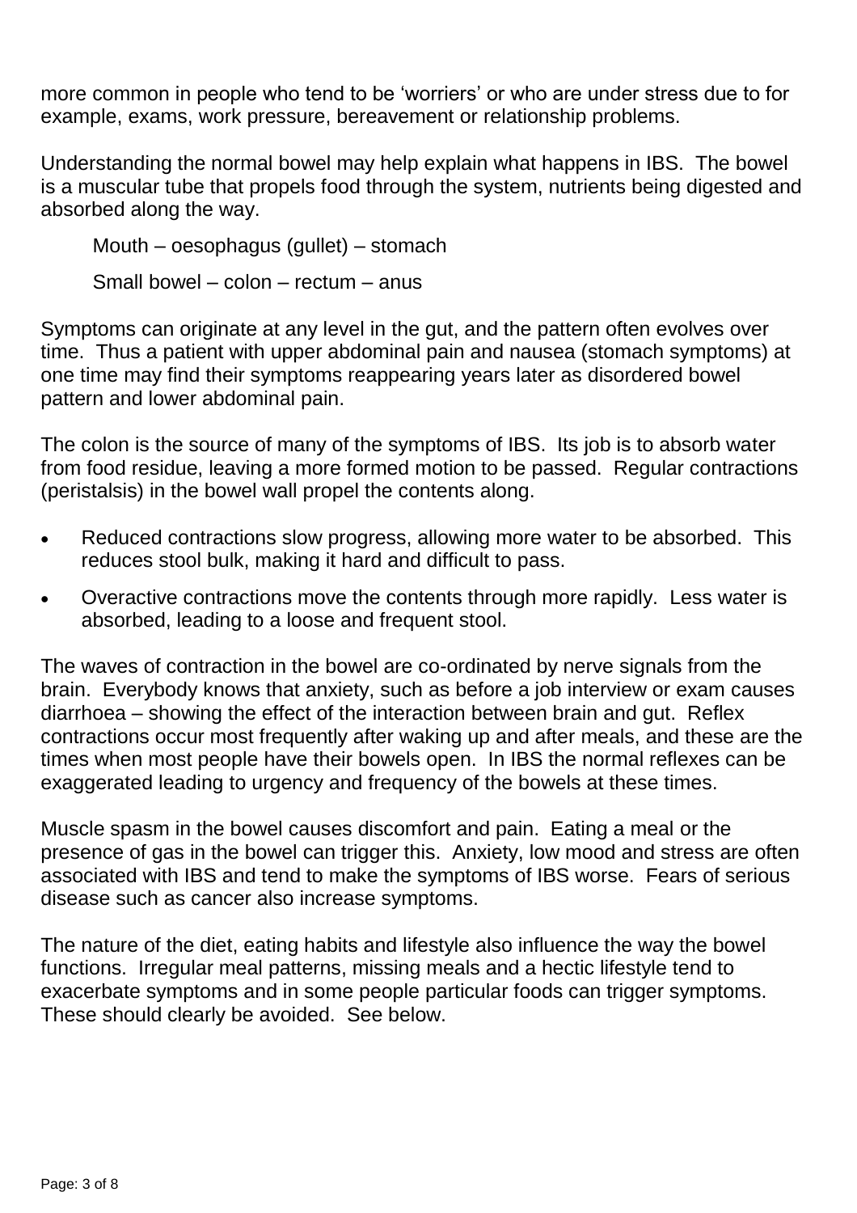more common in people who tend to be 'worriers' or who are under stress due to for example, exams, work pressure, bereavement or relationship problems.

Understanding the normal bowel may help explain what happens in IBS. The bowel is a muscular tube that propels food through the system, nutrients being digested and absorbed along the way.

Mouth – oesophagus (gullet) – stomach

Small bowel – colon – rectum – anus

Symptoms can originate at any level in the gut, and the pattern often evolves over time. Thus a patient with upper abdominal pain and nausea (stomach symptoms) at one time may find their symptoms reappearing years later as disordered bowel pattern and lower abdominal pain.

The colon is the source of many of the symptoms of IBS. Its job is to absorb water from food residue, leaving a more formed motion to be passed. Regular contractions (peristalsis) in the bowel wall propel the contents along.

- Reduced contractions slow progress, allowing more water to be absorbed. This reduces stool bulk, making it hard and difficult to pass.
- Overactive contractions move the contents through more rapidly. Less water is absorbed, leading to a loose and frequent stool.

The waves of contraction in the bowel are co-ordinated by nerve signals from the brain. Everybody knows that anxiety, such as before a job interview or exam causes diarrhoea – showing the effect of the interaction between brain and gut. Reflex contractions occur most frequently after waking up and after meals, and these are the times when most people have their bowels open. In IBS the normal reflexes can be exaggerated leading to urgency and frequency of the bowels at these times.

Muscle spasm in the bowel causes discomfort and pain. Eating a meal or the presence of gas in the bowel can trigger this. Anxiety, low mood and stress are often associated with IBS and tend to make the symptoms of IBS worse. Fears of serious disease such as cancer also increase symptoms.

The nature of the diet, eating habits and lifestyle also influence the way the bowel functions. Irregular meal patterns, missing meals and a hectic lifestyle tend to exacerbate symptoms and in some people particular foods can trigger symptoms. These should clearly be avoided. See below.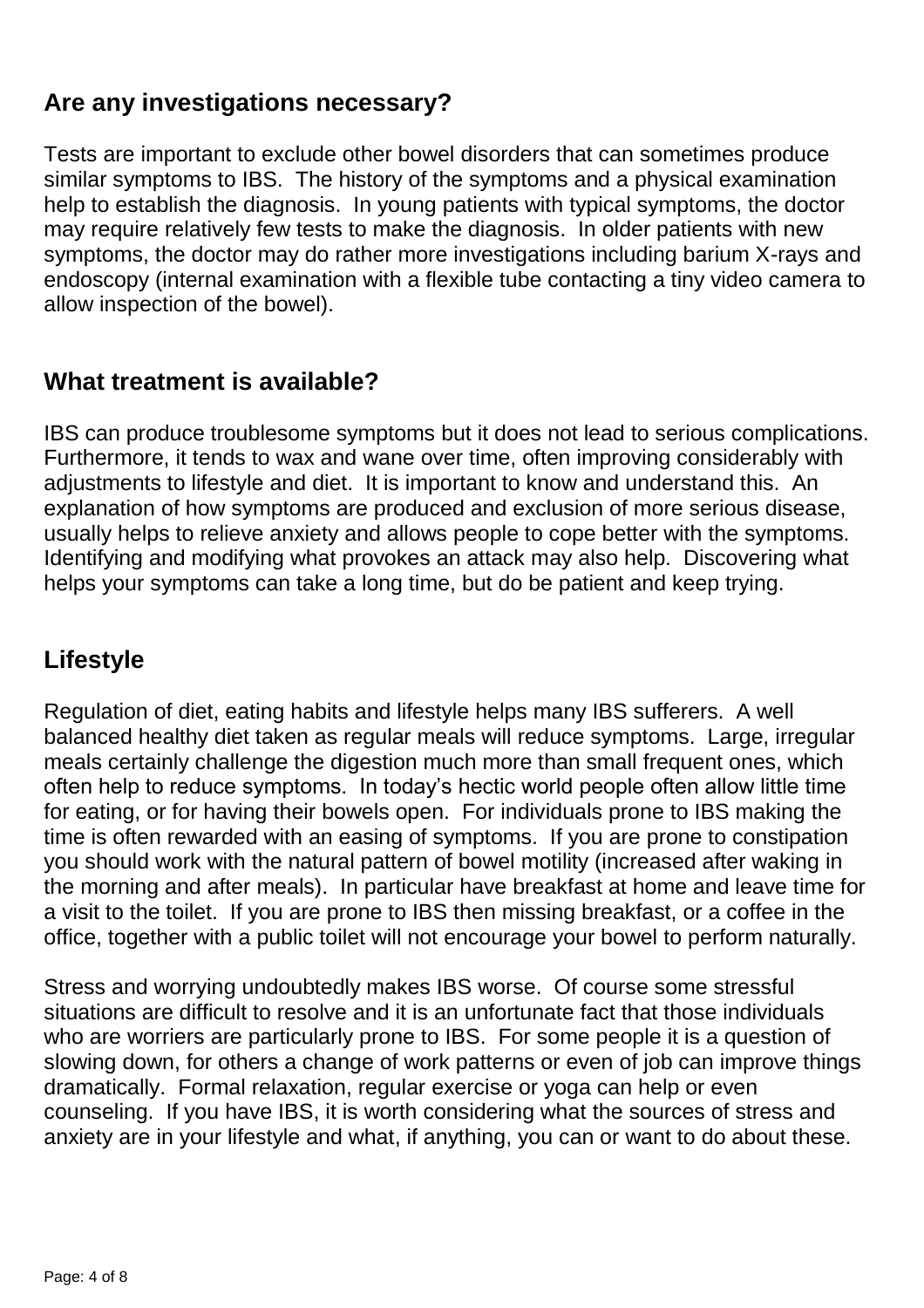## Are any investigations necessary?

Tests are important to exclude other bowel disorders that can sometimes produce similar symptoms to IBS. The history of the symptoms and a physical examination help to establish the diagnosis. In young patients with typical symptoms, the doctor may require relatively few tests to make the diagnosis. In older patients with new symptoms, the doctor may do rather more investigations including barium X-rays and endoscopy (internal examination with a flexible tube contacting a tiny video camera to allow inspection of the bowel).

## What treatment is available?

IBS can produce troublesome symptoms but it does not lead to serious complications. Furthermore, it tends to wax and wane over time, often improving considerably with adjustments to lifestyle and diet. It is important to know and understand this. An explanation of how symptoms are produced and exclusion of more serious disease, usually helps to relieve anxiety and allows people to cope better with the symptoms. Identifying and modifying what provokes an attack may also help. Discovering what helps your symptoms can take a long time, but do be patient and keep trying.

## Lifestyle

Regulation of diet, eating habits and lifestyle helps many IBS sufferers. A well balanced healthy diet taken as regular meals will reduce symptoms. Large, irregular meals certainly challenge the digestion much more than small frequent ones, which often help to reduce symptoms. In today's hectic world people often allow little time for eating, or for having their bowels open. For individuals prone to IBS making the time is often rewarded with an easing of symptoms. If you are prone to constipation you should work with the natural pattern of bowel motility (increased after waking in the morning and after meals). In particular have breakfast at home and leave time for a visit to the toilet. If you are prone to IBS then missing breakfast, or a coffee in the office, together with a public toilet will not encourage your bowel to perform naturally.

Stress and worrying undoubtedly makes IBS worse. Of course some stressful situations are difficult to resolve and it is an unfortunate fact that those individuals who are worriers are particularly prone to IBS. For some people it is a question of slowing down, for others a change of work patterns or even of job can improve things dramatically. Formal relaxation, regular exercise or yoga can help or even counseling. If you have IBS, it is worth considering what the sources of stress and anxiety are in your lifestyle and what, if anything, you can or want to do about these.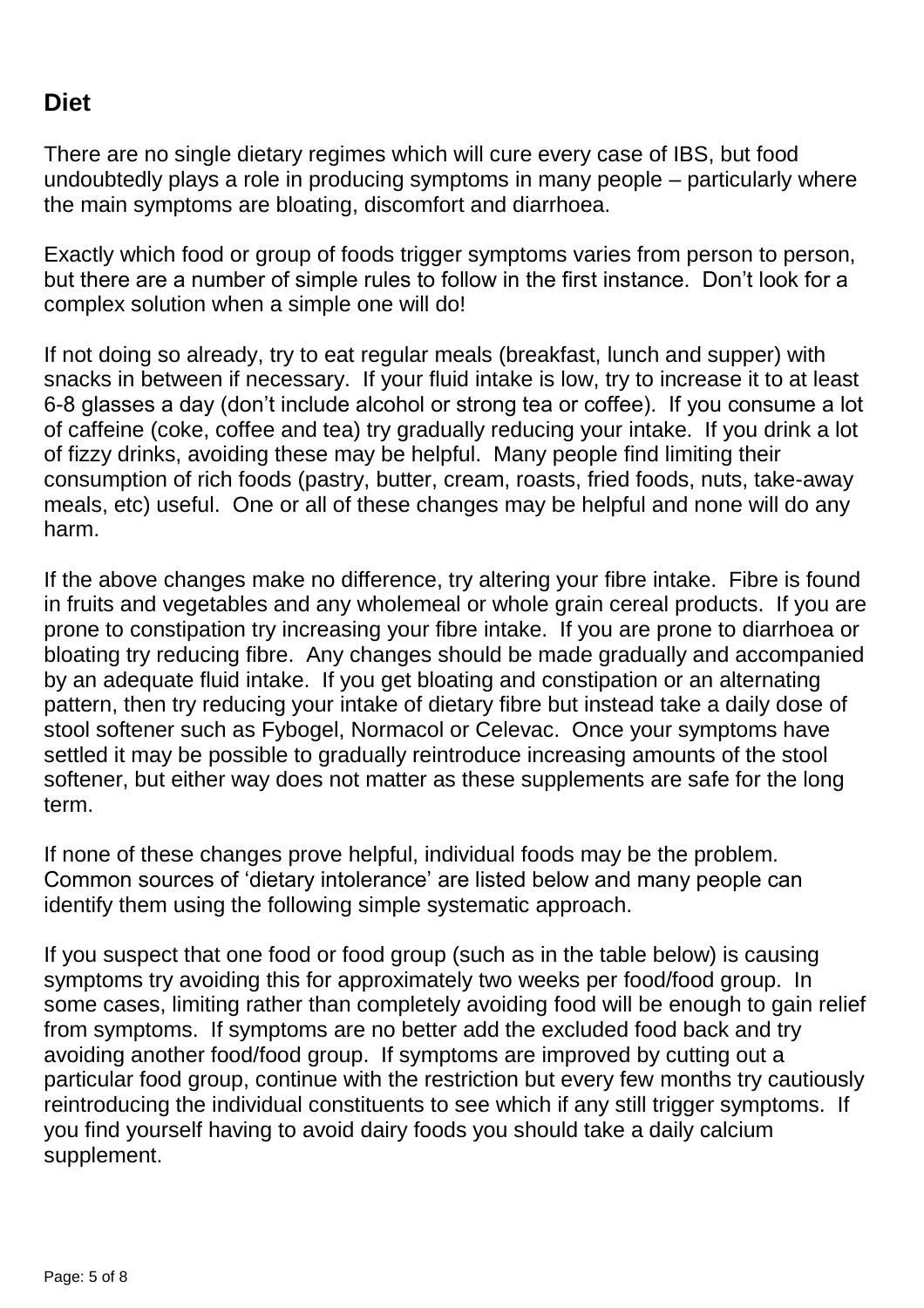## Diet

There are no single dietary regimes which will cure every case of IBS, but food undoubtedly plays a role in producing symptoms in many people – particularly where the main symptoms are bloating, discomfort and diarrhoea.

Exactly which food or group of foods trigger symptoms varies from person to person, but there are a number of simple rules to follow in the first instance. Don't look for a complex solution when a simple one will do!

If not doing so already, try to eat regular meals (breakfast, lunch and supper) with snacks in between if necessary. If your fluid intake is low, try to increase it to at least 6-8 glasses a day (don't include alcohol or strong tea or coffee). If you consume a lot of caffeine (coke, coffee and tea) try gradually reducing your intake. If you drink a lot of fizzy drinks, avoiding these may be helpful. Many people find limiting their consumption of rich foods (pastry, butter, cream, roasts, fried foods, nuts, take-away meals, etc) useful. One or all of these changes may be helpful and none will do any harm.

If the above changes make no difference, try altering your fibre intake. Fibre is found in fruits and vegetables and any wholemeal or whole grain cereal products. If you are prone to constipation try increasing your fibre intake. If you are prone to diarrhoea or bloating try reducing fibre. Any changes should be made gradually and accompanied by an adequate fluid intake. If you get bloating and constipation or an alternating pattern, then try reducing your intake of dietary fibre but instead take a daily dose of stool softener such as Fybogel, Normacol or Celevac. Once your symptoms have settled it may be possible to gradually reintroduce increasing amounts of the stool softener, but either way does not matter as these supplements are safe for the long term.

If none of these changes prove helpful, individual foods may be the problem. Common sources of 'dietary intolerance' are listed below and many people can identify them using the following simple systematic approach.

If you suspect that one food or food group (such as in the table below) is causing symptoms try avoiding this for approximately two weeks per food/food group. In some cases, limiting rather than completely avoiding food will be enough to gain relief from symptoms. If symptoms are no better add the excluded food back and try avoiding another food/food group. If symptoms are improved by cutting out a particular food group, continue with the restriction but every few months try cautiously reintroducing the individual constituents to see which if any still trigger symptoms. If you find yourself having to avoid dairy foods you should take a daily calcium supplement.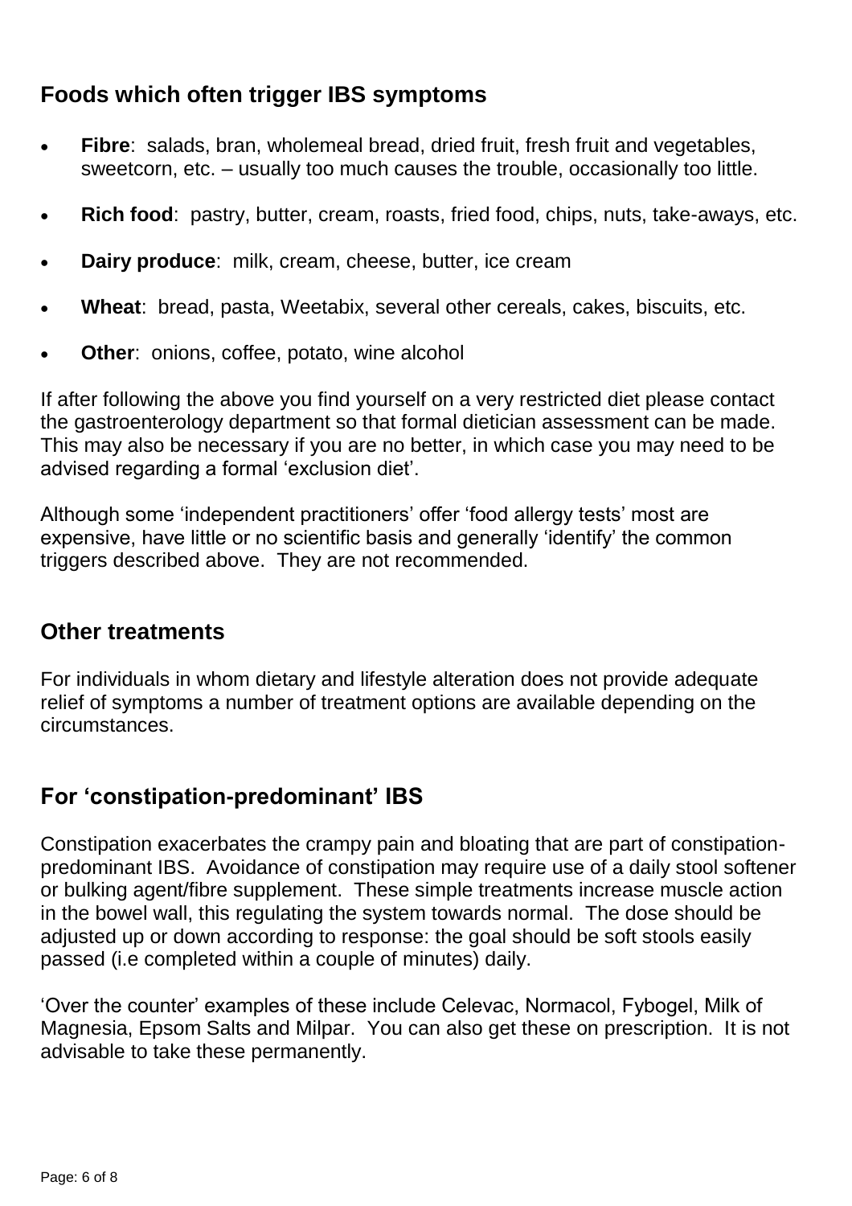## Foods which often trigger IBS symptoms

- **Fibre**: salads, bran, wholemeal bread, dried fruit, fresh fruit and vegetables, sweetcorn, etc. – usually too much causes the trouble, occasionally too little.
- **Rich food**: pastry, butter, cream, roasts, fried food, chips, nuts, take-aways, etc.
- **Dairy produce**: milk, cream, cheese, butter, ice cream
- **Wheat**: bread, pasta, Weetabix, several other cereals, cakes, biscuits, etc.
- **Other**: onions, coffee, potato, wine alcohol

If after following the above you find yourself on a very restricted diet please contact the gastroenterology department so that formal dietician assessment can be made. This may also be necessary if you are no better, in which case you may need to be advised regarding a formal 'exclusion diet'.

Although some 'independent practitioners' offer 'food allergy tests' most are expensive, have little or no scientific basis and generally 'identify' the common triggers described above. They are not recommended.

## Other treatments

For individuals in whom dietary and lifestyle alteration does not provide adequate relief of symptoms a number of treatment options are available depending on the circumstances.

## For 'constipation-predominant' IBS

Constipation exacerbates the crampy pain and bloating that are part of constipation-predominant IBS. Avoidance of constipation may require use of a daily stool softener or bulking agent/fibre supplement. These simple treatments increase muscle action in the bowel wall, this regulating the system towards normal. The dose should be adjusted up or down according to response: the goal should be soft stools easily passed (i.e completed within a couple of minutes) daily.

'Over the counter' examples of these include Celevac, Normacol, Fybogel, Milk of Magnesia, Epsom Salts and Milpar. You can also get these on prescription. It is not advisable to take these permanently.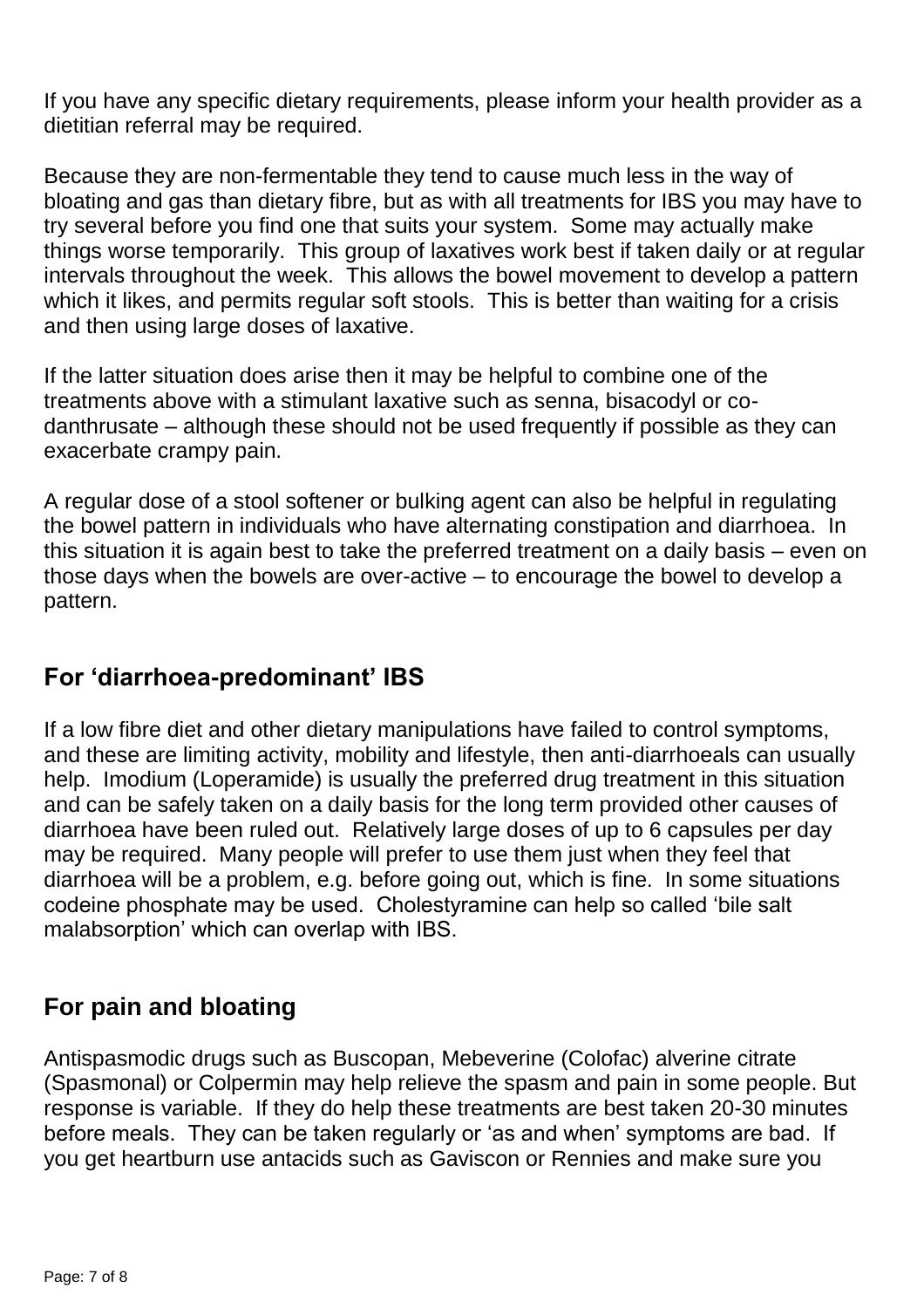If you have any specific dietary requirements, please inform your health provider as a dietitian referral may be required.

Because they are non-fermentable they tend to cause much less in the way of bloating and gas than dietary fibre, but as with all treatments for IBS you may have to try several before you find one that suits your system. Some may actually make things worse temporarily. This group of laxatives work best if taken daily or at regular intervals throughout the week. This allows the bowel movement to develop a pattern which it likes, and permits regular soft stools. This is better than waiting for a crisis and then using large doses of laxative.

If the latter situation does arise then it may be helpful to combine one of the treatments above with a stimulant laxative such as senna, bisacodyl or co-danthrusate – although these should not be used frequently if possible as they can exacerbate crampy pain.

A regular dose of a stool softener or bulking agent can also be helpful in regulating the bowel pattern in individuals who have alternating constipation and diarrhoea. In this situation it is again best to take the preferred treatment on a daily basis – even on those days when the bowels are over-active – to encourage the bowel to develop a pattern.

## For 'diarrhoea-predominant' IBS

If a low fibre diet and other dietary manipulations have failed to control symptoms, and these are limiting activity, mobility and lifestyle, then anti-diarrhoeals can usually help. Imodium (Loperamide) is usually the preferred drug treatment in this situation and can be safely taken on a daily basis for the long term provided other causes of diarrhoea have been ruled out. Relatively large doses of up to 6 capsules per day may be required. Many people will prefer to use them just when they feel that diarrhoea will be a problem, e.g. before going out, which is fine. In some situations codeine phosphate may be used. Cholestyramine can help so called 'bile salt malabsorption' which can overlap with IBS.

## For pain and bloating

Antispasmodic drugs such as Buscopan, Mebeverine (Colofac) alverine citrate (Spasmonal) or Colpermin may help relieve the spasm and pain in some people. But response is variable. If they do help these treatments are best taken 20-30 minutes before meals. They can be taken regularly or 'as and when' symptoms are bad. If you get heartburn use antacids such as Gaviscon or Rennies and make sure you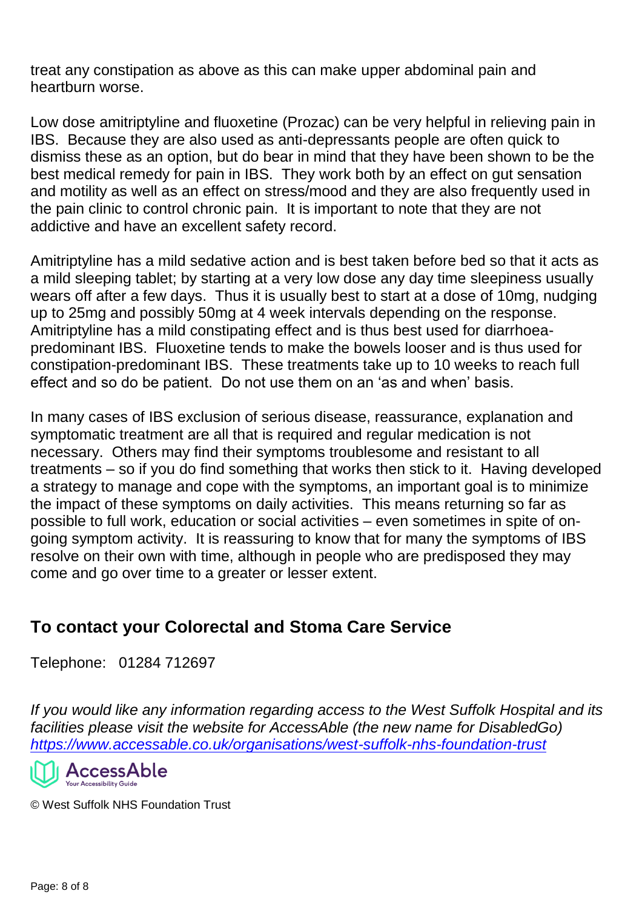treat any constipation as above as this can make upper abdominal pain and heartburn worse.

Low dose amitriptyline and fluoxetine (Prozac) can be very helpful in relieving pain in IBS. Because they are also used as anti-depressants people are often quick to dismiss these as an option, but do bear in mind that they have been shown to be the best medical remedy for pain in IBS. They work both by an effect on gut sensation and motility as well as an effect on stress/mood and they are also frequently used in the pain clinic to control chronic pain. It is important to note that they are not addictive and have an excellent safety record.

Amitriptyline has a mild sedative action and is best taken before bed so that it acts as a mild sleeping tablet; by starting at a very low dose any day time sleepiness usually wears off after a few days. Thus it is usually best to start at a dose of 10mg, nudging up to 25mg and possibly 50mg at 4 week intervals depending on the response. Amitriptyline has a mild constipating effect and is thus best used for diarrhoea-predominant IBS. Fluoxetine tends to make the bowels looser and is thus used for constipation-predominant IBS. These treatments take up to 10 weeks to reach full effect and so do be patient. Do not use them on an 'as and when' basis.

In many cases of IBS exclusion of serious disease, reassurance, explanation and symptomatic treatment are all that is required and regular medication is not necessary. Others may find their symptoms troublesome and resistant to all treatments – so if you do find something that works then stick to it. Having developed a strategy to manage and cope with the symptoms, an important goal is to minimize the impact of these symptoms on daily activities. This means returning so far as possible to full work, education or social activities – even sometimes in spite of on-going symptom activity. It is reassuring to know that for many the symptoms of IBS resolve on their own with time, although in people who are predisposed they may come and go over time to a greater or lesser extent.

## To contact your Colorectal and Stoma Care Service

Telephone: 01284 712697

*If you would like any information regarding access to the West Suffolk Hospital and its facilities please visit the website for AccessAble (the new name for DisabledGo)* *https://www.accessable.co.uk/organisations/west-suffolk-nhs-foundation-trust*

AccessAble
Your Accessibility Guide

© West Suffolk NHS Foundation Trust